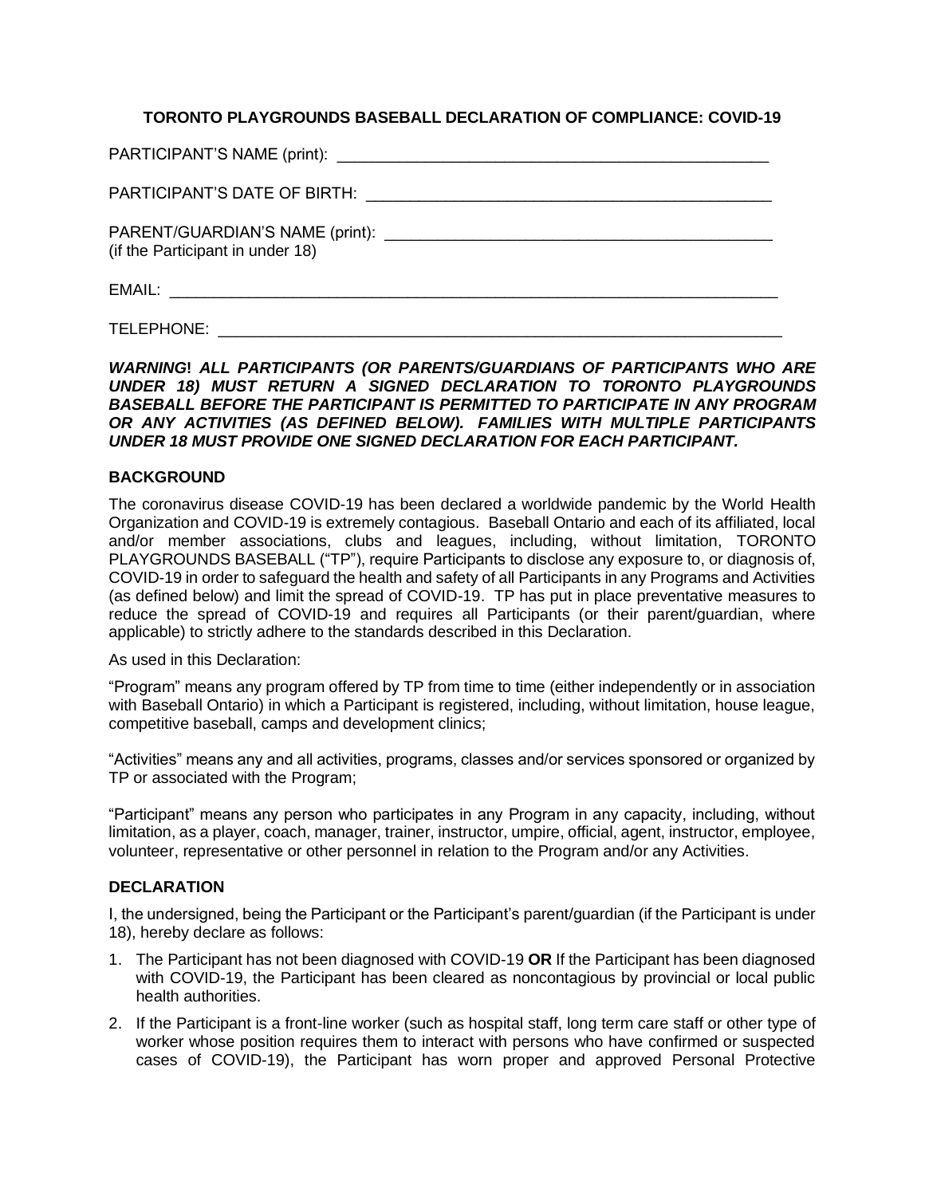## TORONTO PLAYGROUNDS BASEBALL DECLARATION OF COMPLIANCE: COVID-19

PARTICIPANT'S NAME (print): ___________________________________________________

PARTICIPANT'S DATE OF BIRTH: _______________________________________________

PARENT/GUARDIAN'S NAME (print): ____________________________________________
(if the Participant in under 18)

EMAIL: ________________________________________________________________________

TELEPHONE: ____________________________________________________________________

***WARNING! ALL PARTICIPANTS (OR PARENTS/GUARDIANS OF PARTICIPANTS WHO ARE UNDER 18) MUST RETURN A SIGNED DECLARATION TO TORONTO PLAYGROUNDS BASEBALL BEFORE THE PARTICIPANT IS PERMITTED TO PARTICIPATE IN ANY PROGRAM OR ANY ACTIVITIES (AS DEFINED BELOW). FAMILIES WITH MULTIPLE PARTICIPANTS UNDER 18 MUST PROVIDE ONE SIGNED DECLARATION FOR EACH PARTICIPANT.***

### BACKGROUND

The coronavirus disease COVID-19 has been declared a worldwide pandemic by the World Health Organization and COVID-19 is extremely contagious. Baseball Ontario and each of its affiliated, local and/or member associations, clubs and leagues, including, without limitation, TORONTO PLAYGROUNDS BASEBALL ("TP"), require Participants to disclose any exposure to, or diagnosis of, COVID-19 in order to safeguard the health and safety of all Participants in any Programs and Activities (as defined below) and limit the spread of COVID-19. TP has put in place preventative measures to reduce the spread of COVID-19 and requires all Participants (or their parent/guardian, where applicable) to strictly adhere to the standards described in this Declaration.

As used in this Declaration:

"Program" means any program offered by TP from time to time (either independently or in association with Baseball Ontario) in which a Participant is registered, including, without limitation, house league, competitive baseball, camps and development clinics;

"Activities" means any and all activities, programs, classes and/or services sponsored or organized by TP or associated with the Program;

"Participant" means any person who participates in any Program in any capacity, including, without limitation, as a player, coach, manager, trainer, instructor, umpire, official, agent, instructor, employee, volunteer, representative or other personnel in relation to the Program and/or any Activities.

### DECLARATION

I, the undersigned, being the Participant or the Participant's parent/guardian (if the Participant is under 18), hereby declare as follows:

1. The Participant has not been diagnosed with COVID-19 **OR** If the Participant has been diagnosed with COVID-19, the Participant has been cleared as noncontagious by provincial or local public health authorities.
2. If the Participant is a front-line worker (such as hospital staff, long term care staff or other type of worker whose position requires them to interact with persons who have confirmed or suspected cases of COVID-19), the Participant has worn proper and approved Personal Protective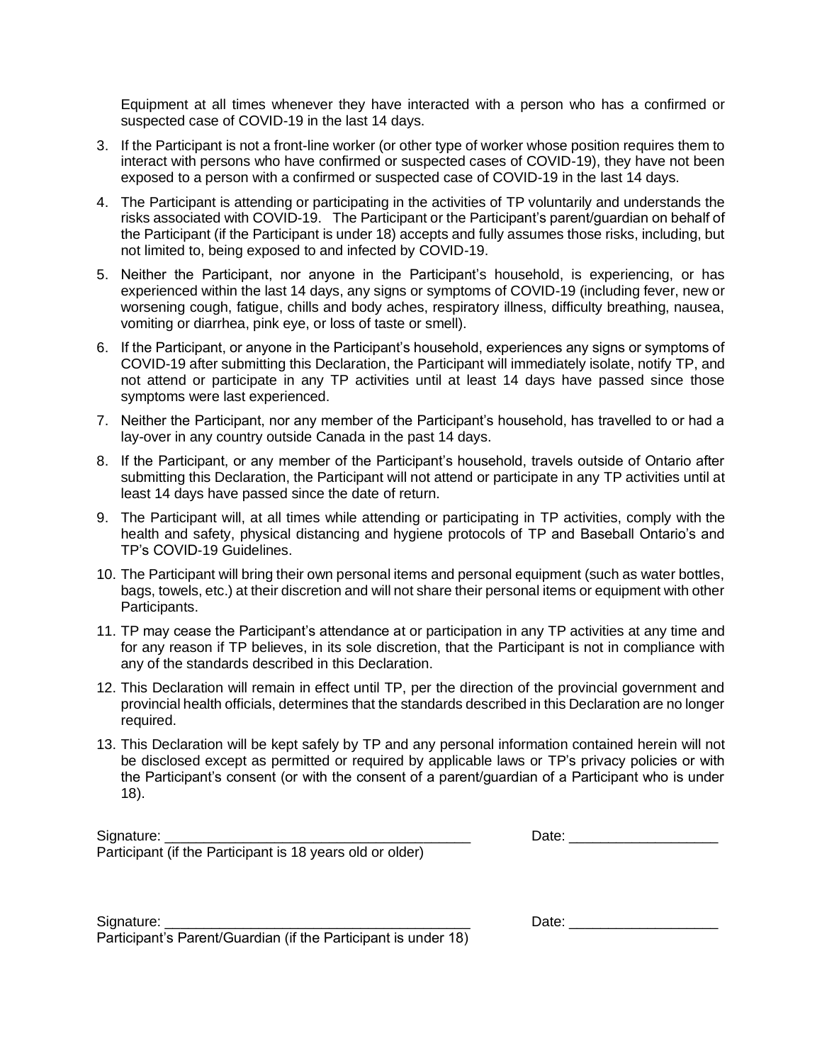Equipment at all times whenever they have interacted with a person who has a confirmed or suspected case of COVID-19 in the last 14 days.

3. If the Participant is not a front-line worker (or other type of worker whose position requires them to interact with persons who have confirmed or suspected cases of COVID-19), they have not been exposed to a person with a confirmed or suspected case of COVID-19 in the last 14 days.
4. The Participant is attending or participating in the activities of TP voluntarily and understands the risks associated with COVID-19. The Participant or the Participant's parent/guardian on behalf of the Participant (if the Participant is under 18) accepts and fully assumes those risks, including, but not limited to, being exposed to and infected by COVID-19.
5. Neither the Participant, nor anyone in the Participant's household, is experiencing, or has experienced within the last 14 days, any signs or symptoms of COVID-19 (including fever, new or worsening cough, fatigue, chills and body aches, respiratory illness, difficulty breathing, nausea, vomiting or diarrhea, pink eye, or loss of taste or smell).
6. If the Participant, or anyone in the Participant's household, experiences any signs or symptoms of COVID-19 after submitting this Declaration, the Participant will immediately isolate, notify TP, and not attend or participate in any TP activities until at least 14 days have passed since those symptoms were last experienced.
7. Neither the Participant, nor any member of the Participant's household, has travelled to or had a lay-over in any country outside Canada in the past 14 days.
8. If the Participant, or any member of the Participant's household, travels outside of Ontario after submitting this Declaration, the Participant will not attend or participate in any TP activities until at least 14 days have passed since the date of return.
9. The Participant will, at all times while attending or participating in TP activities, comply with the health and safety, physical distancing and hygiene protocols of TP and Baseball Ontario's and TP's COVID-19 Guidelines.
10. The Participant will bring their own personal items and personal equipment (such as water bottles, bags, towels, etc.) at their discretion and will not share their personal items or equipment with other Participants.
11. TP may cease the Participant's attendance at or participation in any TP activities at any time and for any reason if TP believes, in its sole discretion, that the Participant is not in compliance with any of the standards described in this Declaration.
12. This Declaration will remain in effect until TP, per the direction of the provincial government and provincial health officials, determines that the standards described in this Declaration are no longer required.
13. This Declaration will be kept safely by TP and any personal information contained herein will not be disclosed except as permitted or required by applicable laws or TP's privacy policies or with the Participant's consent (or with the consent of a parent/guardian of a Participant who is under 18).

Signature: ________________________________________ Date: ___________________
Participant (if the Participant is 18 years old or older)

Signature: ________________________________________ Date: ___________________
Participant's Parent/Guardian (if the Participant is under 18)